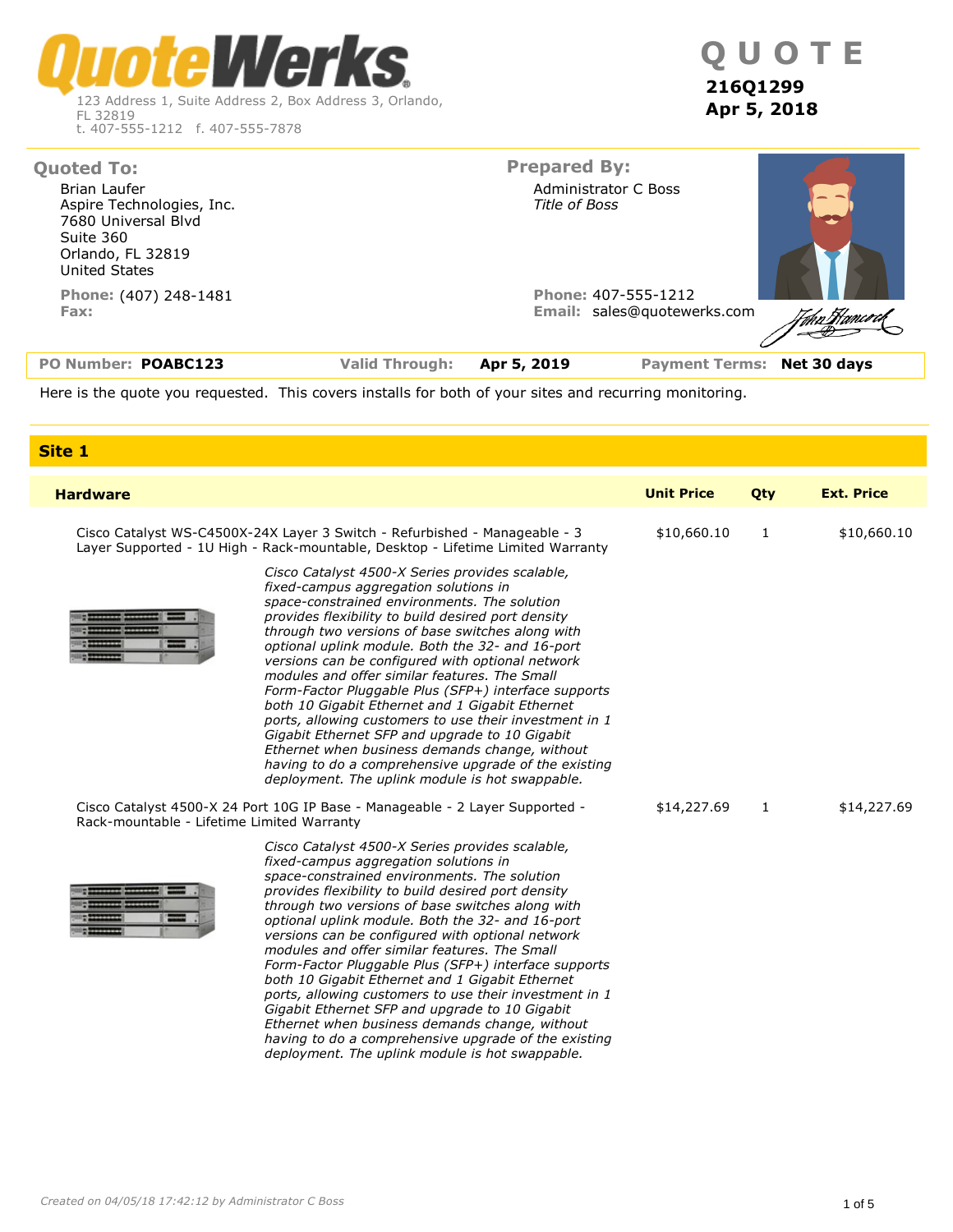# QuoteWerks

123 Address 1, Suite Address 2, Box Address 3, Orlando, FL 32819
t. 407-555-1212 f. 407-555-7878

# Q U O T E

**216Q1299**
**Apr 5, 2018**

**Quoted To:**

Brian Laufer
Aspire Technologies, Inc.
7680 Universal Blvd
Suite 360
Orlando, FL 32819
United States

**Phone:** (407) 248-1481
**Fax:**

**Prepared By:**

Administrator C Boss
*Title of Boss*

**Phone:** 407-555-1212
**Email:** sales@quotewerks.com

| PO Number: **POABC123** | Valid Through: **Apr 5, 2019** | Payment Terms: **Net 30 days** |
|---|---|---|

Here is the quote you requested. This covers installs for both of your sites and recurring monitoring.

## Site 1

| Hardware | Unit Price | Qty | Ext. Price |
|---|---|---|---|
| Cisco Catalyst WS-C4500X-24X Layer 3 Switch - Refurbished - Manageable - 3 Layer Supported - 1U High - Rack-mountable, Desktop - Lifetime Limited Warranty<br>*Cisco Catalyst 4500-X Series provides scalable, fixed-campus aggregation solutions in space-constrained environments. The solution provides flexibility to build desired port density through two versions of base switches along with optional uplink module. Both the 32- and 16-port versions can be configured with optional network modules and offer similar features. The Small Form-Factor Pluggable Plus (SFP+) interface supports both 10 Gigabit Ethernet and 1 Gigabit Ethernet ports, allowing customers to use their investment in 1 Gigabit Ethernet SFP and upgrade to 10 Gigabit Ethernet when business demands change, without having to do a comprehensive upgrade of the existing deployment. The uplink module is hot swappable.* | $10,660.10 | 1 | $10,660.10 |
| Cisco Catalyst 4500-X 24 Port 10G IP Base - Manageable - 2 Layer Supported - Rack-mountable - Lifetime Limited Warranty<br>*Cisco Catalyst 4500-X Series provides scalable, fixed-campus aggregation solutions in space-constrained environments. The solution provides flexibility to build desired port density through two versions of base switches along with optional uplink module. Both the 32- and 16-port versions can be configured with optional network modules and offer similar features. The Small Form-Factor Pluggable Plus (SFP+) interface supports both 10 Gigabit Ethernet and 1 Gigabit Ethernet ports, allowing customers to use their investment in 1 Gigabit Ethernet SFP and upgrade to 10 Gigabit Ethernet when business demands change, without having to do a comprehensive upgrade of the existing deployment. The uplink module is hot swappable.* | $14,227.69 | 1 | $14,227.69 |

*Created on 04/05/18 17:42:12 by Administrator C Boss*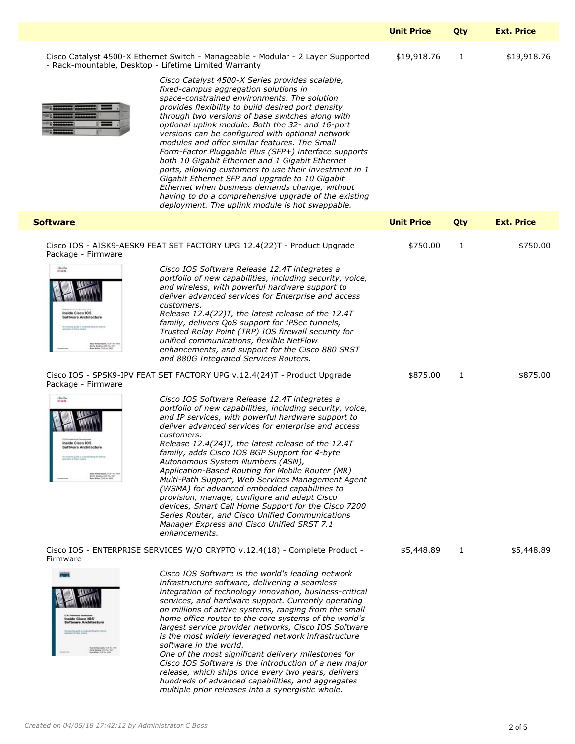| | Unit Price | Qty | Ext. Price |
|---|---|---|---|
| Cisco Catalyst 4500-X Ethernet Switch - Manageable - Modular - 2 Layer Supported - Rack-mountable, Desktop - Lifetime Limited Warranty | $19,918.76 | 1 | $19,918.76 |

*Cisco Catalyst 4500-X Series provides scalable, fixed-campus aggregation solutions in space-constrained environments. The solution provides flexibility to build desired port density through two versions of base switches along with optional uplink module. Both the 32- and 16-port versions can be configured with optional network modules and offer similar features. The Small Form-Factor Pluggable Plus (SFP+) interface supports both 10 Gigabit Ethernet and 1 Gigabit Ethernet ports, allowing customers to use their investment in 1 Gigabit Ethernet SFP and upgrade to 10 Gigabit Ethernet when business demands change, without having to do a comprehensive upgrade of the existing deployment. The uplink module is hot swappable.*

| Software | Unit Price | Qty | Ext. Price |
|---|---|---|---|
| Cisco IOS - AISK9-AESK9 FEAT SET FACTORY UPG 12.4(22)T - Product Upgrade Package - Firmware | $750.00 | 1 | $750.00 |

*Cisco IOS Software Release 12.4T integrates a portfolio of new capabilities, including security, voice, and wireless, with powerful hardware support to deliver advanced services for Enterprise and access customers.*
*Release 12.4(22)T, the latest release of the 12.4T family, delivers QoS support for IPSec tunnels, Trusted Relay Point (TRP) IOS firewall security for unified communications, flexible NetFlow enhancements, and support for the Cisco 880 SRST and 880G Integrated Services Routers.*

| | Unit Price | Qty | Ext. Price |
|---|---|---|---|
| Cisco IOS - SPSK9-IPV FEAT SET FACTORY UPG v.12.4(24)T - Product Upgrade Package - Firmware | $875.00 | 1 | $875.00 |

*Cisco IOS Software Release 12.4T integrates a portfolio of new capabilities, including security, voice, and IP services, with powerful hardware support to deliver advanced services for enterprise and access customers.*
*Release 12.4(24)T, the latest release of the 12.4T family, adds Cisco IOS BGP Support for 4-byte Autonomous System Numbers (ASN), Application-Based Routing for Mobile Router (MR) Multi-Path Support, Web Services Management Agent (WSMA) for advanced embedded capabilities to provision, manage, configure and adapt Cisco devices, Smart Call Home Support for the Cisco 7200 Series Router, and Cisco Unified Communications Manager Express and Cisco Unified SRST 7.1 enhancements.*

| | Unit Price | Qty | Ext. Price |
|---|---|---|---|
| Cisco IOS - ENTERPRISE SERVICES W/O CRYPTO v.12.4(18) - Complete Product - Firmware | $5,448.89 | 1 | $5,448.89 |

*Cisco IOS Software is the world's leading network infrastructure software, delivering a seamless integration of technology innovation, business-critical services, and hardware support. Currently operating on millions of active systems, ranging from the small home office router to the core systems of the world's largest service provider networks, Cisco IOS Software is the most widely leveraged network infrastructure software in the world.*
*One of the most significant delivery milestones for Cisco IOS Software is the introduction of a new major release, which ships once every two years, delivers hundreds of advanced capabilities, and aggregates multiple prior releases into a synergistic whole.*

*Created on 04/05/18 17:42:12 by Administrator C Boss*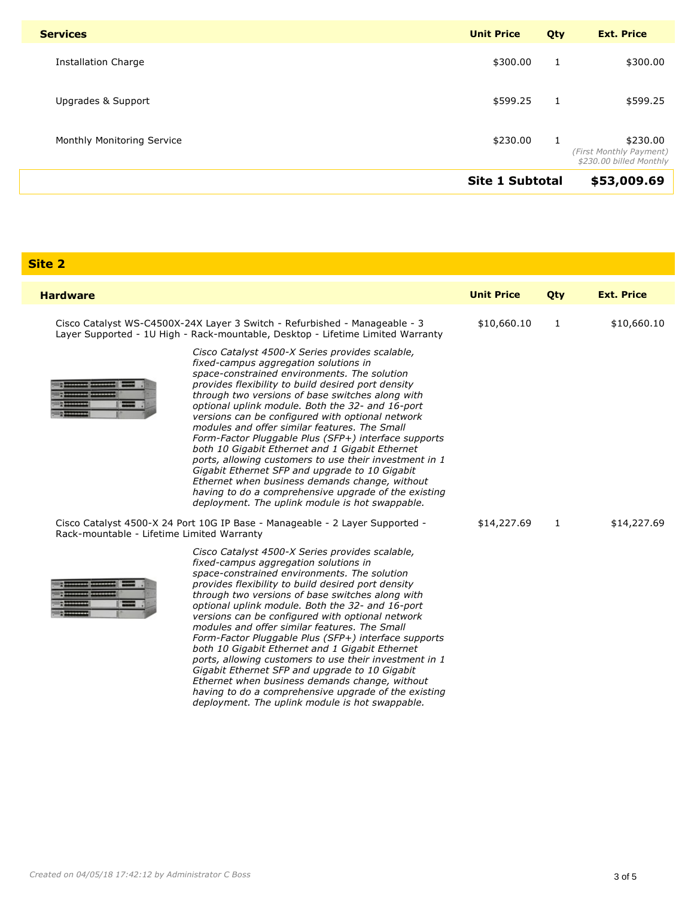| Services | Unit Price | Qty | Ext. Price |
|---|---|---|---|
| Installation Charge | $300.00 | 1 | $300.00 |
| Upgrades & Support | $599.25 | 1 | $599.25 |
| Monthly Monitoring Service | $230.00 | 1 | $230.00 *(First Monthly Payment) $230.00 billed Monthly* |
| | | **Site 1 Subtotal** | **$53,009.69** |

## Site 2

| Hardware | Unit Price | Qty | Ext. Price |
|---|---|---|---|
| Cisco Catalyst WS-C4500X-24X Layer 3 Switch - Refurbished - Manageable - 3 Layer Supported - 1U High - Rack-mountable, Desktop - Lifetime Limited Warranty | $10,660.10 | 1 | $10,660.10 |
| Cisco Catalyst 4500-X 24 Port 10G IP Base - Manageable - 2 Layer Supported - Rack-mountable - Lifetime Limited Warranty | $14,227.69 | 1 | $14,227.69 |

Cisco Catalyst WS-C4500X-24X Layer 3 Switch:

*Cisco Catalyst 4500-X Series provides scalable, fixed-campus aggregation solutions in space-constrained environments. The solution provides flexibility to build desired port density through two versions of base switches along with optional uplink module. Both the 32- and 16-port versions can be configured with optional network modules and offer similar features. The Small Form-Factor Pluggable Plus (SFP+) interface supports both 10 Gigabit Ethernet and 1 Gigabit Ethernet ports, allowing customers to use their investment in 1 Gigabit Ethernet SFP and upgrade to 10 Gigabit Ethernet when business demands change, without having to do a comprehensive upgrade of the existing deployment. The uplink module is hot swappable.*

Cisco Catalyst 4500-X 24 Port 10G IP Base:

*Cisco Catalyst 4500-X Series provides scalable, fixed-campus aggregation solutions in space-constrained environments. The solution provides flexibility to build desired port density through two versions of base switches along with optional uplink module. Both the 32- and 16-port versions can be configured with optional network modules and offer similar features. The Small Form-Factor Pluggable Plus (SFP+) interface supports both 10 Gigabit Ethernet and 1 Gigabit Ethernet ports, allowing customers to use their investment in 1 Gigabit Ethernet SFP and upgrade to 10 Gigabit Ethernet when business demands change, without having to do a comprehensive upgrade of the existing deployment. The uplink module is hot swappable.*

*Created on 04/05/18 17:42:12 by Administrator C Boss*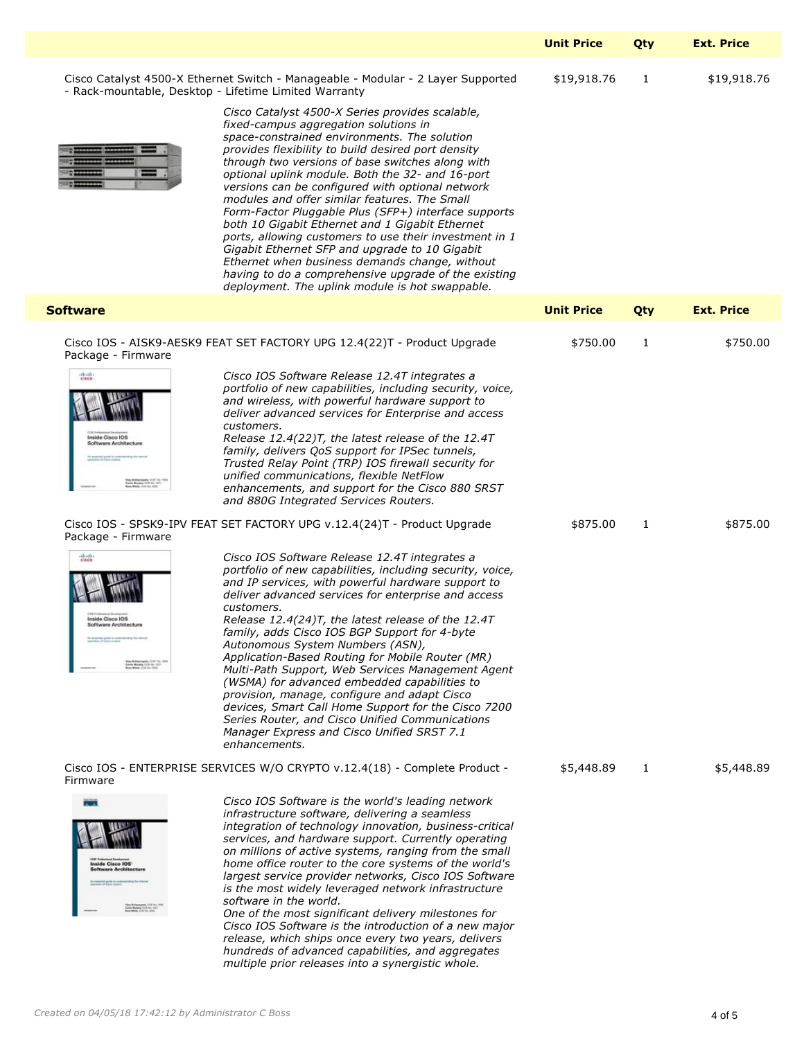| | Unit Price | Qty | Ext. Price |
|---|---|---|---|
| Cisco Catalyst 4500-X Ethernet Switch - Manageable - Modular - 2 Layer Supported - Rack-mountable, Desktop - Lifetime Limited Warranty | $19,918.76 | 1 | $19,918.76 |

*Cisco Catalyst 4500-X Series provides scalable, fixed-campus aggregation solutions in space-constrained environments. The solution provides flexibility to build desired port density through two versions of base switches along with optional uplink module. Both the 32- and 16-port versions can be configured with optional network modules and offer similar features. The Small Form-Factor Pluggable Plus (SFP+) interface supports both 10 Gigabit Ethernet and 1 Gigabit Ethernet ports, allowing customers to use their investment in 1 Gigabit Ethernet SFP and upgrade to 10 Gigabit Ethernet when business demands change, without having to do a comprehensive upgrade of the existing deployment. The uplink module is hot swappable.*

| **Software** | Unit Price | Qty | Ext. Price |
|---|---|---|---|
| Cisco IOS - AISK9-AESK9 FEAT SET FACTORY UPG 12.4(22)T - Product Upgrade Package - Firmware | $750.00 | 1 | $750.00 |

*Cisco IOS Software Release 12.4T integrates a portfolio of new capabilities, including security, voice, and wireless, with powerful hardware support to deliver advanced services for Enterprise and access customers.*
*Release 12.4(22)T, the latest release of the 12.4T family, delivers QoS support for IPSec tunnels, Trusted Relay Point (TRP) IOS firewall security for unified communications, flexible NetFlow enhancements, and support for the Cisco 880 SRST and 880G Integrated Services Routers.*

| | Unit Price | Qty | Ext. Price |
|---|---|---|---|
| Cisco IOS - SPSK9-IPV FEAT SET FACTORY UPG v.12.4(24)T - Product Upgrade Package - Firmware | $875.00 | 1 | $875.00 |

*Cisco IOS Software Release 12.4T integrates a portfolio of new capabilities, including security, voice, and IP services, with powerful hardware support to deliver advanced services for enterprise and access customers.*
*Release 12.4(24)T, the latest release of the 12.4T family, adds Cisco IOS BGP Support for 4-byte Autonomous System Numbers (ASN), Application-Based Routing for Mobile Router (MR) Multi-Path Support, Web Services Management Agent (WSMA) for advanced embedded capabilities to provision, manage, configure and adapt Cisco devices, Smart Call Home Support for the Cisco 7200 Series Router, and Cisco Unified Communications Manager Express and Cisco Unified SRST 7.1 enhancements.*

| | Unit Price | Qty | Ext. Price |
|---|---|---|---|
| Cisco IOS - ENTERPRISE SERVICES W/O CRYPTO v.12.4(18) - Complete Product - Firmware | $5,448.89 | 1 | $5,448.89 |

*Cisco IOS Software is the world's leading network infrastructure software, delivering a seamless integration of technology innovation, business-critical services, and hardware support. Currently operating on millions of active systems, ranging from the small home office router to the core systems of the world's largest service provider networks, Cisco IOS Software is the most widely leveraged network infrastructure software in the world.*
*One of the most significant delivery milestones for Cisco IOS Software is the introduction of a new major release, which ships once every two years, delivers hundreds of advanced capabilities, and aggregates multiple prior releases into a synergistic whole.*

*Created on 04/05/18 17:42:12 by Administrator C Boss*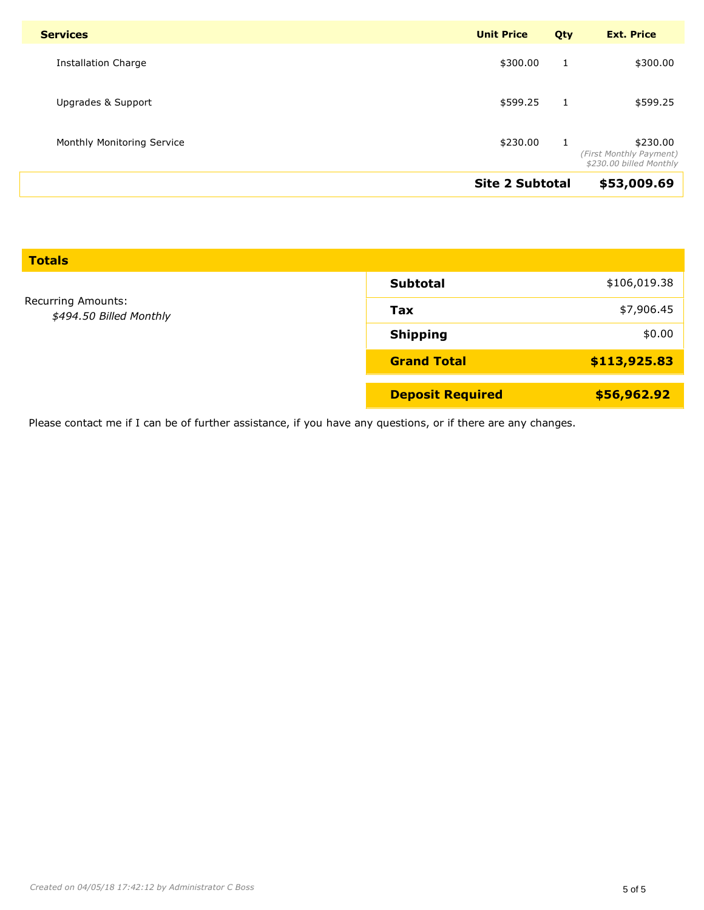| Services | Unit Price | Qty | Ext. Price |
|---|---|---|---|
| Installation Charge | $300.00 | 1 | $300.00 |
| Upgrades & Support | $599.25 | 1 | $599.25 |
| Monthly Monitoring Service | $230.00 | 1 | $230.00 *(First Monthly Payment)* *$230.00 billed Monthly* |
| | | **Site 2 Subtotal** | **$53,009.69** |

## Totals

Recurring Amounts:
*$494.50 Billed Monthly*

| | |
|---|---|
| **Subtotal** | $106,019.38 |
| **Tax** | $7,906.45 |
| **Shipping** | $0.00 |
| **Grand Total** | **$113,925.83** |
| **Deposit Required** | **$56,962.92** |

Please contact me if I can be of further assistance, if you have any questions, or if there are any changes.

*Created on 04/05/18 17:42:12 by Administrator C Boss*